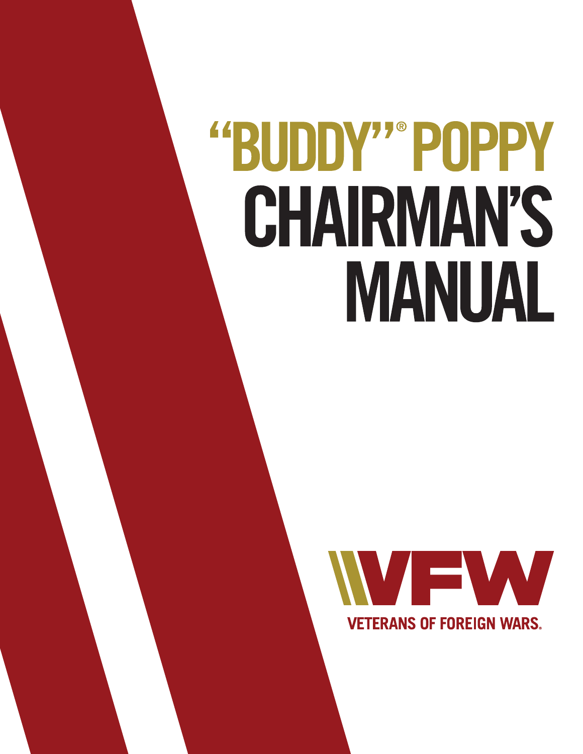# "BUDDY"® POPPY CHAIRMAN'S MANUAL

VFW

VETERANS OF FOREIGN WARS.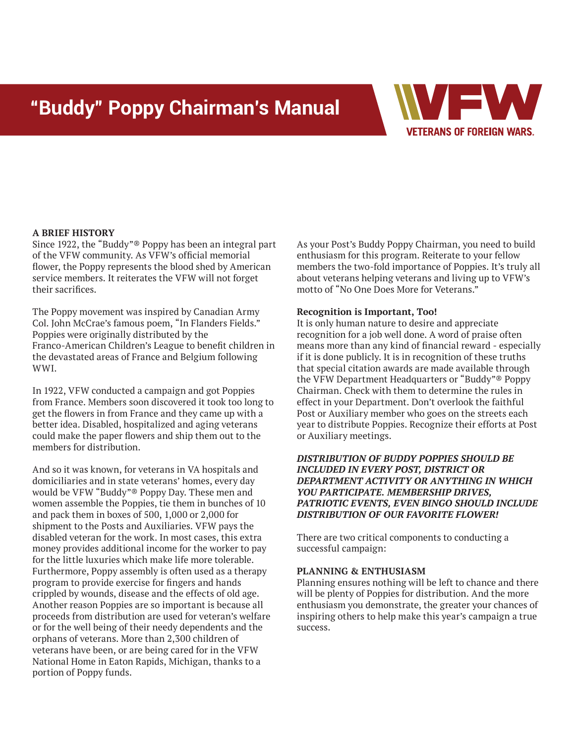# "Buddy" Poppy Chairman's Manual

VETERANS OF FOREIGN WARS.

**A BRIEF HISTORY**

Since 1922, the "Buddy"® Poppy has been an integral part of the VFW community. As VFW's official memorial flower, the Poppy represents the blood shed by American service members. It reiterates the VFW will not forget their sacrifices.

The Poppy movement was inspired by Canadian Army Col. John McCrae's famous poem, "In Flanders Fields." Poppies were originally distributed by the Franco-American Children's League to benefit children in the devastated areas of France and Belgium following WWI.

In 1922, VFW conducted a campaign and got Poppies from France. Members soon discovered it took too long to get the flowers in from France and they came up with a better idea. Disabled, hospitalized and aging veterans could make the paper flowers and ship them out to the members for distribution.

And so it was known, for veterans in VA hospitals and domiciliaries and in state veterans' homes, every day would be VFW "Buddy"® Poppy Day. These men and women assemble the Poppies, tie them in bunches of 10 and pack them in boxes of 500, 1,000 or 2,000 for shipment to the Posts and Auxiliaries. VFW pays the disabled veteran for the work. In most cases, this extra money provides additional income for the worker to pay for the little luxuries which make life more tolerable. Furthermore, Poppy assembly is often used as a therapy program to provide exercise for fingers and hands crippled by wounds, disease and the effects of old age. Another reason Poppies are so important is because all proceeds from distribution are used for veteran's welfare or for the well being of their needy dependents and the orphans of veterans. More than 2,300 children of veterans have been, or are being cared for in the VFW National Home in Eaton Rapids, Michigan, thanks to a portion of Poppy funds.

As your Post's Buddy Poppy Chairman, you need to build enthusiasm for this program. Reiterate to your fellow members the two-fold importance of Poppies. It's truly all about veterans helping veterans and living up to VFW's motto of "No One Does More for Veterans."

**Recognition is Important, Too!**

It is only human nature to desire and appreciate recognition for a job well done. A word of praise often means more than any kind of financial reward - especially if it is done publicly. It is in recognition of these truths that special citation awards are made available through the VFW Department Headquarters or "Buddy"® Poppy Chairman. Check with them to determine the rules in effect in your Department. Don't overlook the faithful Post or Auxiliary member who goes on the streets each year to distribute Poppies. Recognize their efforts at Post or Auxiliary meetings.

***DISTRIBUTION OF BUDDY POPPIES SHOULD BE INCLUDED IN EVERY POST, DISTRICT OR DEPARTMENT ACTIVITY OR ANYTHING IN WHICH YOU PARTICIPATE. MEMBERSHIP DRIVES, PATRIOTIC EVENTS, EVEN BINGO SHOULD INCLUDE DISTRIBUTION OF OUR FAVORITE FLOWER!***

There are two critical components to conducting a successful campaign:

**PLANNING & ENTHUSIASM**

Planning ensures nothing will be left to chance and there will be plenty of Poppies for distribution. And the more enthusiasm you demonstrate, the greater your chances of inspiring others to help make this year's campaign a true success.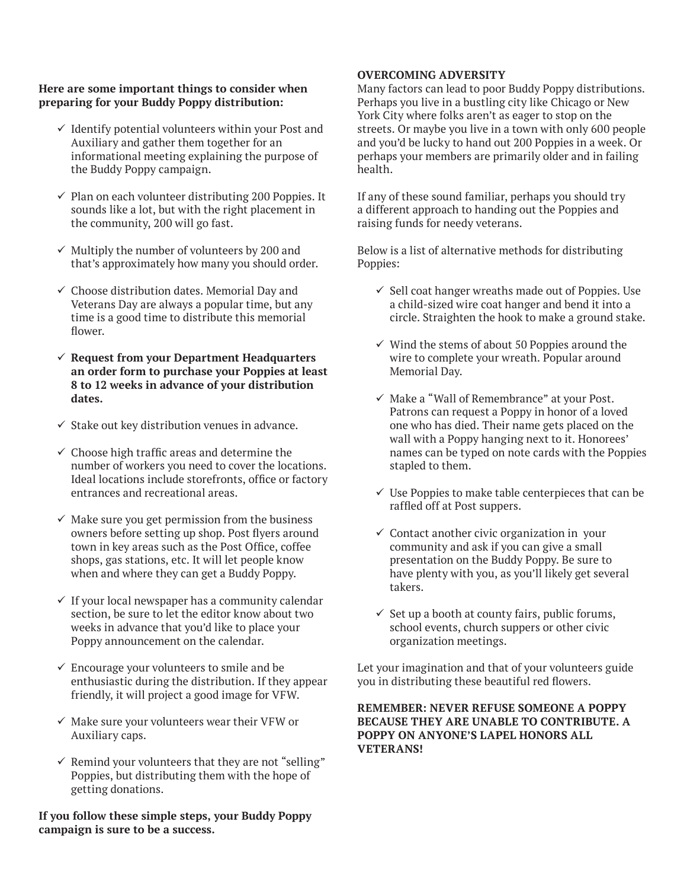**Here are some important things to consider when preparing for your Buddy Poppy distribution:**

- ✓ Identify potential volunteers within your Post and Auxiliary and gather them together for an informational meeting explaining the purpose of the Buddy Poppy campaign.
- ✓ Plan on each volunteer distributing 200 Poppies. It sounds like a lot, but with the right placement in the community, 200 will go fast.
- ✓ Multiply the number of volunteers by 200 and that's approximately how many you should order.
- ✓ Choose distribution dates. Memorial Day and Veterans Day are always a popular time, but any time is a good time to distribute this memorial flower.
- ✓ **Request from your Department Headquarters an order form to purchase your Poppies at least 8 to 12 weeks in advance of your distribution dates.**
- ✓ Stake out key distribution venues in advance.
- ✓ Choose high traffic areas and determine the number of workers you need to cover the locations. Ideal locations include storefronts, office or factory entrances and recreational areas.
- ✓ Make sure you get permission from the business owners before setting up shop. Post flyers around town in key areas such as the Post Office, coffee shops, gas stations, etc. It will let people know when and where they can get a Buddy Poppy.
- ✓ If your local newspaper has a community calendar section, be sure to let the editor know about two weeks in advance that you'd like to place your Poppy announcement on the calendar.
- ✓ Encourage your volunteers to smile and be enthusiastic during the distribution. If they appear friendly, it will project a good image for VFW.
- ✓ Make sure your volunteers wear their VFW or Auxiliary caps.
- ✓ Remind your volunteers that they are not "selling" Poppies, but distributing them with the hope of getting donations.

**If you follow these simple steps, your Buddy Poppy campaign is sure to be a success.**

**OVERCOMING ADVERSITY**

Many factors can lead to poor Buddy Poppy distributions. Perhaps you live in a bustling city like Chicago or New York City where folks aren't as eager to stop on the streets. Or maybe you live in a town with only 600 people and you'd be lucky to hand out 200 Poppies in a week. Or perhaps your members are primarily older and in failing health.

If any of these sound familiar, perhaps you should try a different approach to handing out the Poppies and raising funds for needy veterans.

Below is a list of alternative methods for distributing Poppies:

- ✓ Sell coat hanger wreaths made out of Poppies. Use a child-sized wire coat hanger and bend it into a circle. Straighten the hook to make a ground stake.
- ✓ Wind the stems of about 50 Poppies around the wire to complete your wreath. Popular around Memorial Day.
- ✓ Make a "Wall of Remembrance" at your Post. Patrons can request a Poppy in honor of a loved one who has died. Their name gets placed on the wall with a Poppy hanging next to it. Honorees' names can be typed on note cards with the Poppies stapled to them.
- ✓ Use Poppies to make table centerpieces that can be raffled off at Post suppers.
- ✓ Contact another civic organization in your community and ask if you can give a small presentation on the Buddy Poppy. Be sure to have plenty with you, as you'll likely get several takers.
- ✓ Set up a booth at county fairs, public forums, school events, church suppers or other civic organization meetings.

Let your imagination and that of your volunteers guide you in distributing these beautiful red flowers.

**REMEMBER: NEVER REFUSE SOMEONE A POPPY BECAUSE THEY ARE UNABLE TO CONTRIBUTE. A POPPY ON ANYONE'S LAPEL HONORS ALL VETERANS!**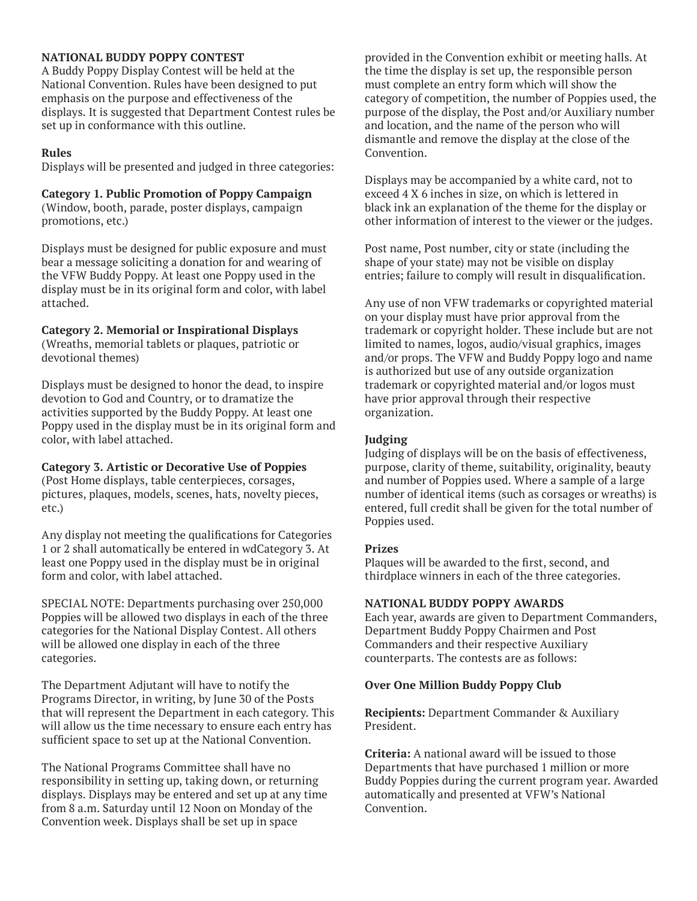**NATIONAL BUDDY POPPY CONTEST**

A Buddy Poppy Display Contest will be held at the National Convention. Rules have been designed to put emphasis on the purpose and effectiveness of the displays. It is suggested that Department Contest rules be set up in conformance with this outline.

**Rules**

Displays will be presented and judged in three categories:

**Category 1. Public Promotion of Poppy Campaign**
(Window, booth, parade, poster displays, campaign promotions, etc.)

Displays must be designed for public exposure and must bear a message soliciting a donation for and wearing of the VFW Buddy Poppy. At least one Poppy used in the display must be in its original form and color, with label attached.

**Category 2. Memorial or Inspirational Displays**
(Wreaths, memorial tablets or plaques, patriotic or devotional themes)

Displays must be designed to honor the dead, to inspire devotion to God and Country, or to dramatize the activities supported by the Buddy Poppy. At least one Poppy used in the display must be in its original form and color, with label attached.

**Category 3. Artistic or Decorative Use of Poppies**
(Post Home displays, table centerpieces, corsages, pictures, plaques, models, scenes, hats, novelty pieces, etc.)

Any display not meeting the qualifications for Categories 1 or 2 shall automatically be entered in wdCategory 3. At least one Poppy used in the display must be in original form and color, with label attached.

SPECIAL NOTE: Departments purchasing over 250,000 Poppies will be allowed two displays in each of the three categories for the National Display Contest. All others will be allowed one display in each of the three categories.

The Department Adjutant will have to notify the Programs Director, in writing, by June 30 of the Posts that will represent the Department in each category. This will allow us the time necessary to ensure each entry has sufficient space to set up at the National Convention.

The National Programs Committee shall have no responsibility in setting up, taking down, or returning displays. Displays may be entered and set up at any time from 8 a.m. Saturday until 12 Noon on Monday of the Convention week. Displays shall be set up in space provided in the Convention exhibit or meeting halls. At the time the display is set up, the responsible person must complete an entry form which will show the category of competition, the number of Poppies used, the purpose of the display, the Post and/or Auxiliary number and location, and the name of the person who will dismantle and remove the display at the close of the Convention.

Displays may be accompanied by a white card, not to exceed 4 X 6 inches in size, on which is lettered in black ink an explanation of the theme for the display or other information of interest to the viewer or the judges.

Post name, Post number, city or state (including the shape of your state) may not be visible on display entries; failure to comply will result in disqualification.

Any use of non VFW trademarks or copyrighted material on your display must have prior approval from the trademark or copyright holder. These include but are not limited to names, logos, audio/visual graphics, images and/or props. The VFW and Buddy Poppy logo and name is authorized but use of any outside organization trademark or copyrighted material and/or logos must have prior approval through their respective organization.

**Judging**

Judging of displays will be on the basis of effectiveness, purpose, clarity of theme, suitability, originality, beauty and number of Poppies used. Where a sample of a large number of identical items (such as corsages or wreaths) is entered, full credit shall be given for the total number of Poppies used.

**Prizes**

Plaques will be awarded to the first, second, and thirdplace winners in each of the three categories.

**NATIONAL BUDDY POPPY AWARDS**

Each year, awards are given to Department Commanders, Department Buddy Poppy Chairmen and Post Commanders and their respective Auxiliary counterparts. The contests are as follows:

**Over One Million Buddy Poppy Club**

**Recipients:** Department Commander & Auxiliary President.

**Criteria:** A national award will be issued to those Departments that have purchased 1 million or more Buddy Poppies during the current program year. Awarded automatically and presented at VFW's National Convention.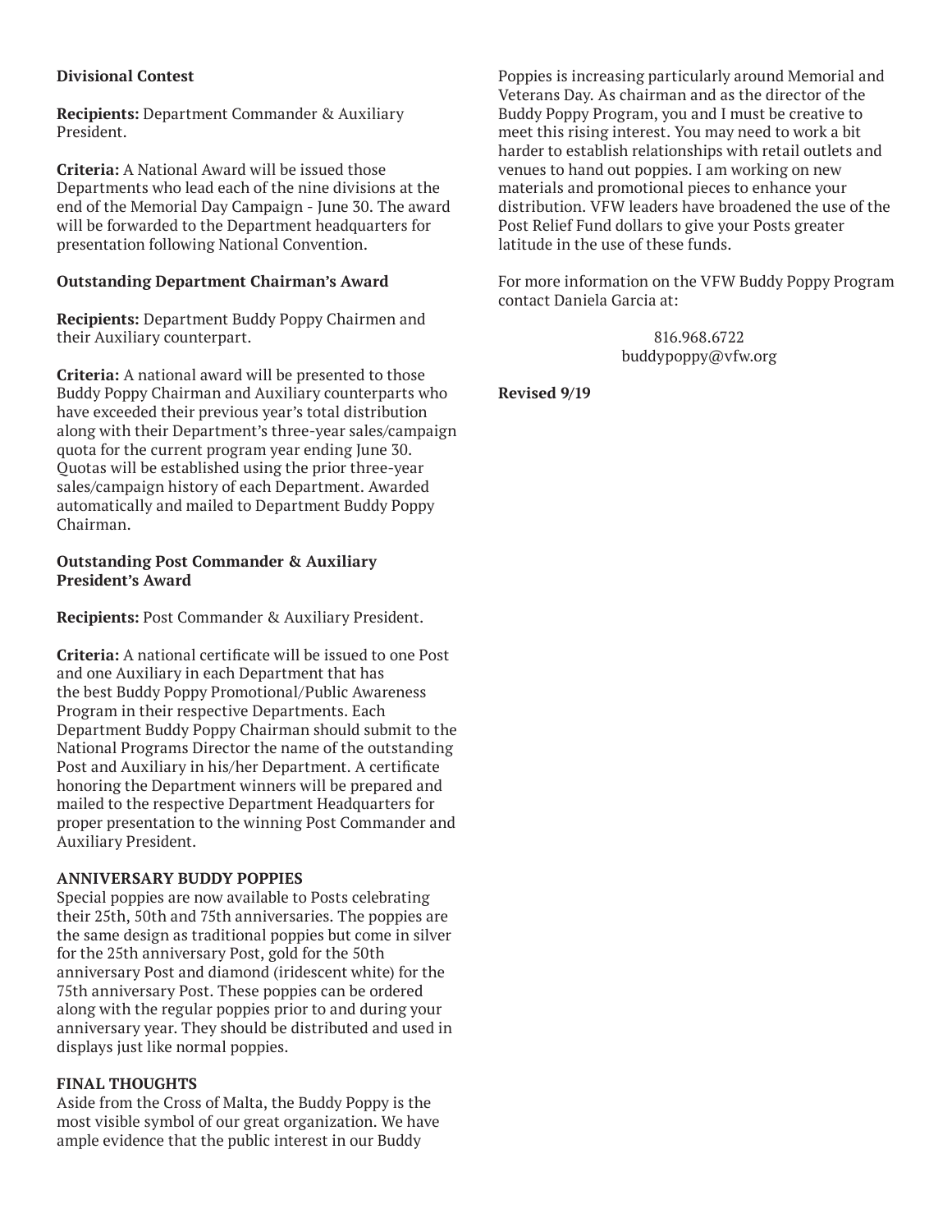**Divisional Contest**

**Recipients:** Department Commander & Auxiliary President.

**Criteria:** A National Award will be issued those Departments who lead each of the nine divisions at the end of the Memorial Day Campaign - June 30. The award will be forwarded to the Department headquarters for presentation following National Convention.

**Outstanding Department Chairman's Award**

**Recipients:** Department Buddy Poppy Chairmen and their Auxiliary counterpart.

**Criteria:** A national award will be presented to those Buddy Poppy Chairman and Auxiliary counterparts who have exceeded their previous year's total distribution along with their Department's three-year sales/campaign quota for the current program year ending June 30. Quotas will be established using the prior three-year sales/campaign history of each Department. Awarded automatically and mailed to Department Buddy Poppy Chairman.

**Outstanding Post Commander & Auxiliary President's Award**

**Recipients:** Post Commander & Auxiliary President.

**Criteria:** A national certificate will be issued to one Post and one Auxiliary in each Department that has the best Buddy Poppy Promotional/Public Awareness Program in their respective Departments. Each Department Buddy Poppy Chairman should submit to the National Programs Director the name of the outstanding Post and Auxiliary in his/her Department. A certificate honoring the Department winners will be prepared and mailed to the respective Department Headquarters for proper presentation to the winning Post Commander and Auxiliary President.

**ANNIVERSARY BUDDY POPPIES**

Special poppies are now available to Posts celebrating their 25th, 50th and 75th anniversaries. The poppies are the same design as traditional poppies but come in silver for the 25th anniversary Post, gold for the 50th anniversary Post and diamond (iridescent white) for the 75th anniversary Post. These poppies can be ordered along with the regular poppies prior to and during your anniversary year. They should be distributed and used in displays just like normal poppies.

**FINAL THOUGHTS**

Aside from the Cross of Malta, the Buddy Poppy is the most visible symbol of our great organization. We have ample evidence that the public interest in our Buddy Poppies is increasing particularly around Memorial and Veterans Day. As chairman and as the director of the Buddy Poppy Program, you and I must be creative to meet this rising interest. You may need to work a bit harder to establish relationships with retail outlets and venues to hand out poppies. I am working on new materials and promotional pieces to enhance your distribution. VFW leaders have broadened the use of the Post Relief Fund dollars to give your Posts greater latitude in the use of these funds.

For more information on the VFW Buddy Poppy Program contact Daniela Garcia at:

816.968.6722
buddypoppy@vfw.org

**Revised 9/19**